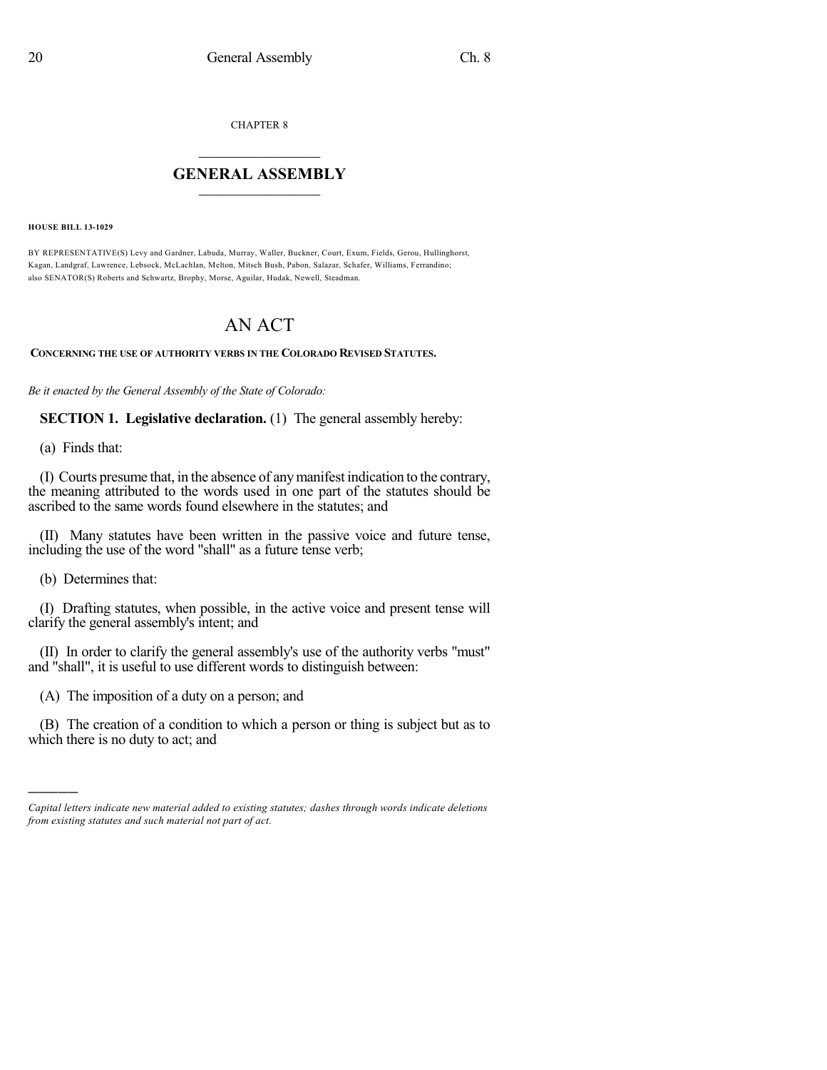CHAPTER 8

## GENERAL ASSEMBLY

**HOUSE BILL 13-1029**

BY REPRESENTATIVE(S) Levy and Gardner, Labuda, Murray, Waller, Buckner, Court, Exum, Fields, Gerou, Hullinghorst, Kagan, Landgraf, Lawrence, Lebsock, McLachlan, Melton, Mitsch Bush, Pabon, Salazar, Schafer, Williams, Ferrandino; also SENATOR(S) Roberts and Schwartz, Brophy, Morse, Aguilar, Hudak, Newell, Steadman.

# AN ACT

**CONCERNING THE USE OF AUTHORITY VERBS IN THE COLORADO REVISED STATUTES.**

*Be it enacted by the General Assembly of the State of Colorado:*

**SECTION 1. Legislative declaration.** (1) The general assembly hereby:

(a) Finds that:

(I) Courts presume that, in the absence of any manifest indication to the contrary, the meaning attributed to the words used in one part of the statutes should be ascribed to the same words found elsewhere in the statutes; and

(II) Many statutes have been written in the passive voice and future tense, including the use of the word "shall" as a future tense verb;

(b) Determines that:

(I) Drafting statutes, when possible, in the active voice and present tense will clarify the general assembly's intent; and

(II) In order to clarify the general assembly's use of the authority verbs "must" and "shall", it is useful to use different words to distinguish between:

(A) The imposition of a duty on a person; and

(B) The creation of a condition to which a person or thing is subject but as to which there is no duty to act; and

---

*Capital letters indicate new material added to existing statutes; dashes through words indicate deletions from existing statutes and such material not part of act.*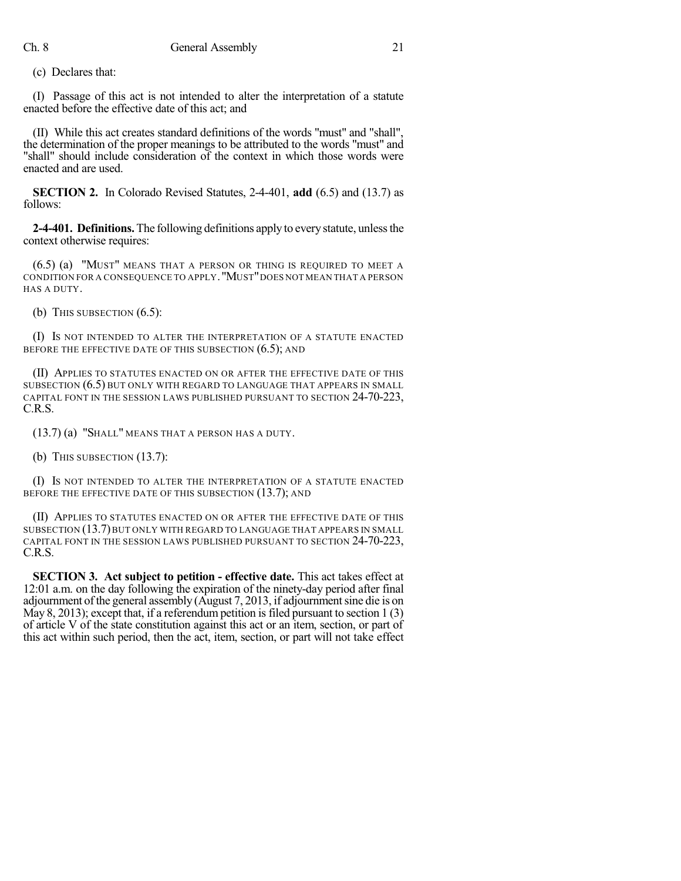(c) Declares that:

(I) Passage of this act is not intended to alter the interpretation of a statute enacted before the effective date of this act; and

(II) While this act creates standard definitions of the words "must" and "shall", the determination of the proper meanings to be attributed to the words "must" and "shall" should include consideration of the context in which those words were enacted and are used.

**SECTION 2.** In Colorado Revised Statutes, 2-4-401, **add** (6.5) and (13.7) as follows:

**2-4-401. Definitions.** The following definitions apply to every statute, unless the context otherwise requires:

(6.5) (a) "MUST" MEANS THAT A PERSON OR THING IS REQUIRED TO MEET A CONDITION FOR A CONSEQUENCE TO APPLY. "MUST" DOES NOT MEAN THAT A PERSON HAS A DUTY.

(b) THIS SUBSECTION (6.5):

(I) IS NOT INTENDED TO ALTER THE INTERPRETATION OF A STATUTE ENACTED BEFORE THE EFFECTIVE DATE OF THIS SUBSECTION (6.5); AND

(II) APPLIES TO STATUTES ENACTED ON OR AFTER THE EFFECTIVE DATE OF THIS SUBSECTION (6.5) BUT ONLY WITH REGARD TO LANGUAGE THAT APPEARS IN SMALL CAPITAL FONT IN THE SESSION LAWS PUBLISHED PURSUANT TO SECTION 24-70-223, C.R.S.

(13.7) (a) "SHALL" MEANS THAT A PERSON HAS A DUTY.

(b) THIS SUBSECTION (13.7):

(I) IS NOT INTENDED TO ALTER THE INTERPRETATION OF A STATUTE ENACTED BEFORE THE EFFECTIVE DATE OF THIS SUBSECTION (13.7); AND

(II) APPLIES TO STATUTES ENACTED ON OR AFTER THE EFFECTIVE DATE OF THIS SUBSECTION (13.7) BUT ONLY WITH REGARD TO LANGUAGE THAT APPEARS IN SMALL CAPITAL FONT IN THE SESSION LAWS PUBLISHED PURSUANT TO SECTION 24-70-223, C.R.S.

**SECTION 3. Act subject to petition - effective date.** This act takes effect at 12:01 a.m. on the day following the expiration of the ninety-day period after final adjournment of the general assembly (August 7, 2013, if adjournment sine die is on May 8, 2013); except that, if a referendum petition is filed pursuant to section 1 (3) of article V of the state constitution against this act or an item, section, or part of this act within such period, then the act, item, section, or part will not take effect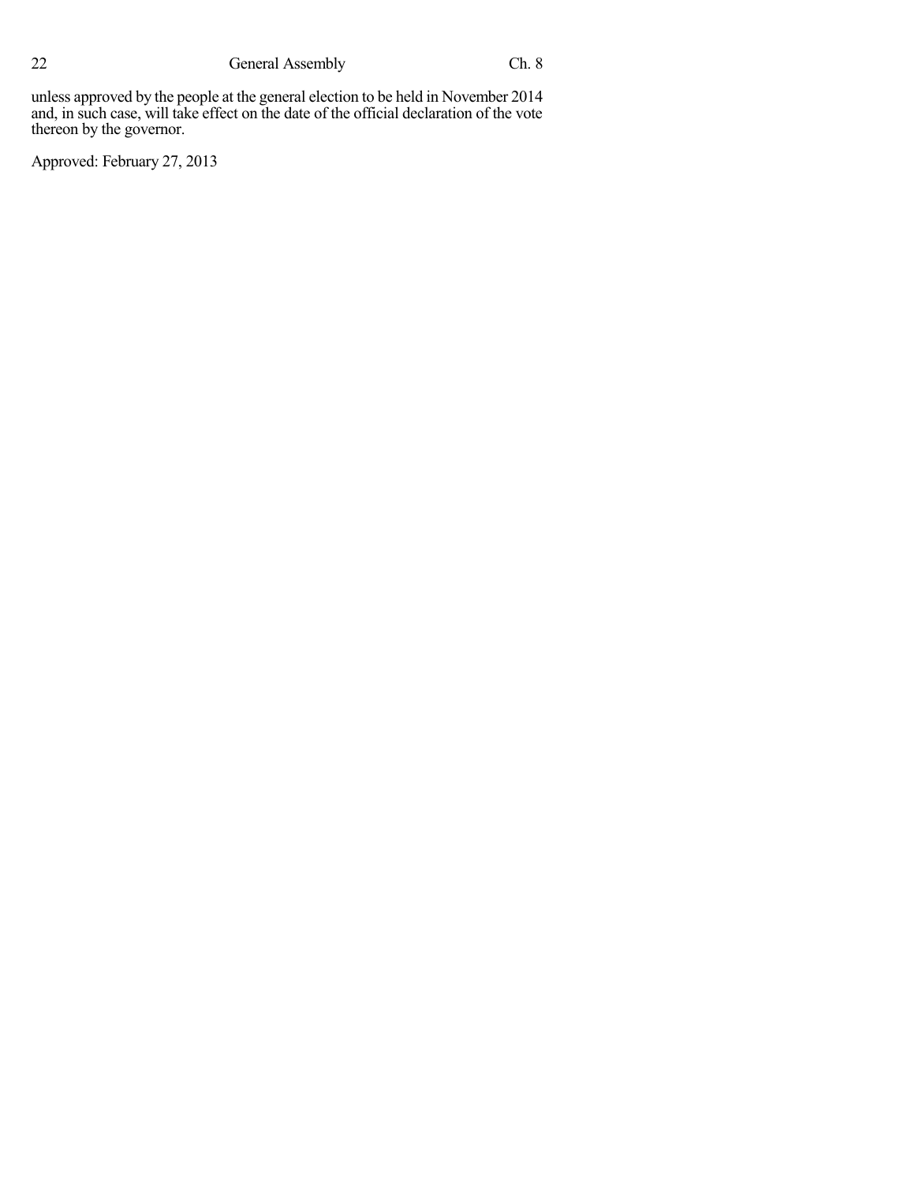unless approved by the people at the general election to be held in November 2014 and, in such case, will take effect on the date of the official declaration of the vote thereon by the governor.

Approved: February 27, 2013